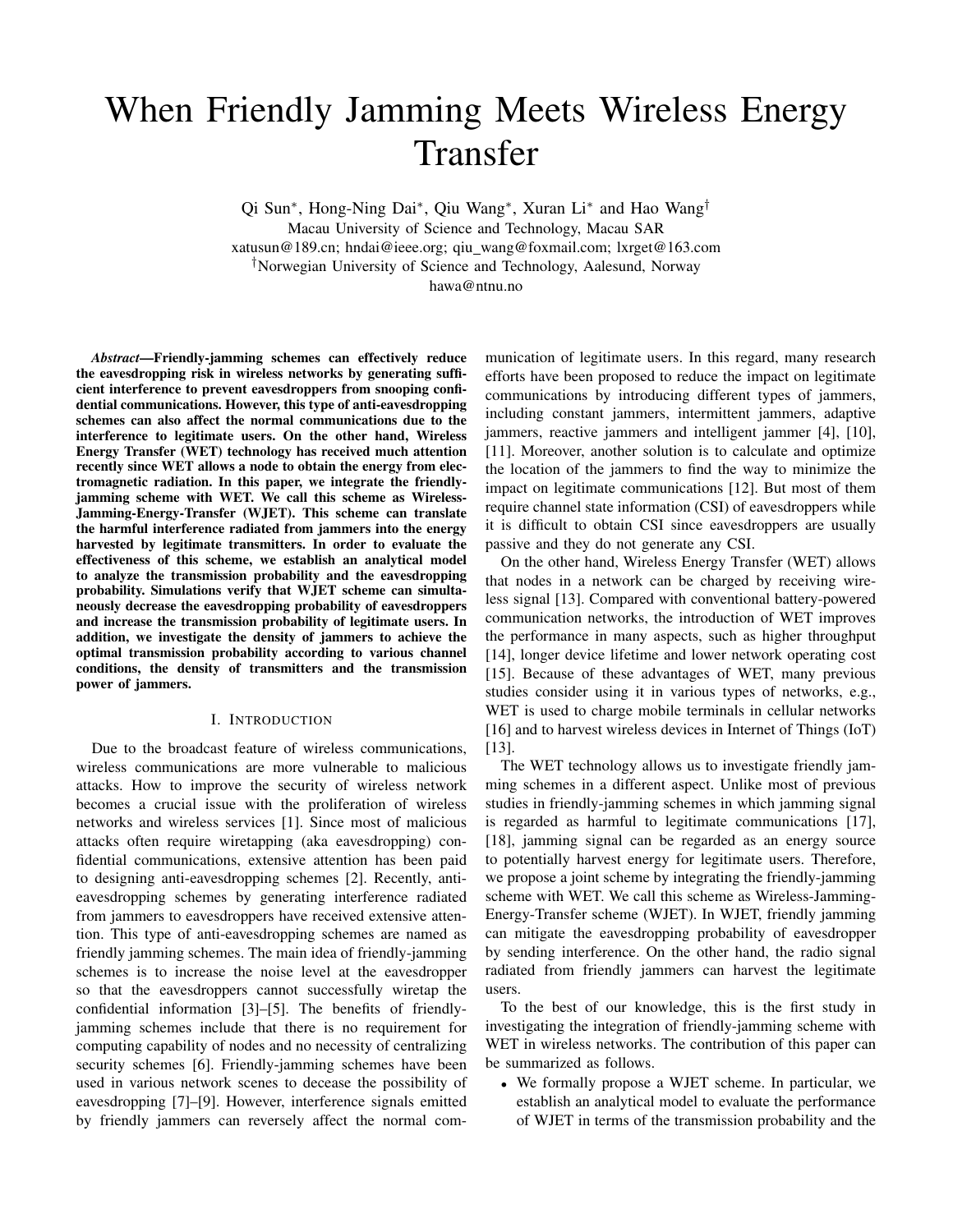# When Friendly Jamming Meets Wireless Energy Transfer

Qi Sun*, Hong-Ning Dai*, Qiu Wang*, Xuran Li* and Hao Wang†

Macau University of Science and Technology, Macau SAR

xatusun@189.cn; hndai@ieee.org; qiu_wang@foxmail.com; lxrget@163.com

†Norwegian University of Science and Technology, Aalesund, Norway

hawa@ntnu.no

***Abstract*—Friendly-jamming schemes can effectively reduce the eavesdropping risk in wireless networks by generating sufficient interference to prevent eavesdroppers from snooping confidential communications. However, this type of anti-eavesdropping schemes can also affect the normal communications due to the interference to legitimate users. On the other hand, Wireless Energy Transfer (WET) technology has received much attention recently since WET allows a node to obtain the energy from electromagnetic radiation. In this paper, we integrate the friendly-jamming scheme with WET. We call this scheme as Wireless-Jamming-Energy-Transfer (WJET). This scheme can translate the harmful interference radiated from jammers into the energy harvested by legitimate transmitters. In order to evaluate the effectiveness of this scheme, we establish an analytical model to analyze the transmission probability and the eavesdropping probability. Simulations verify that WJET scheme can simultaneously decrease the eavesdropping probability of eavesdroppers and increase the transmission probability of legitimate users. In addition, we investigate the density of jammers to achieve the optimal transmission probability according to various channel conditions, the density of transmitters and the transmission power of jammers.**

## I. Introduction

Due to the broadcast feature of wireless communications, wireless communications are more vulnerable to malicious attacks. How to improve the security of wireless network becomes a crucial issue with the proliferation of wireless networks and wireless services [1]. Since most of malicious attacks often require wiretapping (aka eavesdropping) confidential communications, extensive attention has been paid to designing anti-eavesdropping schemes [2]. Recently, anti-eavesdropping schemes by generating interference radiated from jammers to eavesdroppers have received extensive attention. This type of anti-eavesdropping schemes are named as friendly jamming schemes. The main idea of friendly-jamming schemes is to increase the noise level at the eavesdropper so that the eavesdroppers cannot successfully wiretap the confidential information [3]–[5]. The benefits of friendly-jamming schemes include that there is no requirement for computing capability of nodes and no necessity of centralizing security schemes [6]. Friendly-jamming schemes have been used in various network scenes to decease the possibility of eavesdropping [7]–[9]. However, interference signals emitted by friendly jammers can reversely affect the normal communication of legitimate users. In this regard, many research efforts have been proposed to reduce the impact on legitimate communications by introducing different types of jammers, including constant jammers, intermittent jammers, adaptive jammers, reactive jammers and intelligent jammer [4], [10], [11]. Moreover, another solution is to calculate and optimize the location of the jammers to find the way to minimize the impact on legitimate communications [12]. But most of them require channel state information (CSI) of eavesdroppers while it is difficult to obtain CSI since eavesdroppers are usually passive and they do not generate any CSI.

On the other hand, Wireless Energy Transfer (WET) allows that nodes in a network can be charged by receiving wireless signal [13]. Compared with conventional battery-powered communication networks, the introduction of WET improves the performance in many aspects, such as higher throughput [14], longer device lifetime and lower network operating cost [15]. Because of these advantages of WET, many previous studies consider using it in various types of networks, e.g., WET is used to charge mobile terminals in cellular networks [16] and to harvest wireless devices in Internet of Things (IoT) [13].

The WET technology allows us to investigate friendly jamming schemes in a different aspect. Unlike most of previous studies in friendly-jamming schemes in which jamming signal is regarded as harmful to legitimate communications [17], [18], jamming signal can be regarded as an energy source to potentially harvest energy for legitimate users. Therefore, we propose a joint scheme by integrating the friendly-jamming scheme with WET. We call this scheme as Wireless-Jamming-Energy-Transfer scheme (WJET). In WJET, friendly jamming can mitigate the eavesdropping probability of eavesdropper by sending interference. On the other hand, the radio signal radiated from friendly jammers can harvest the legitimate users.

To the best of our knowledge, this is the first study in investigating the integration of friendly-jamming scheme with WET in wireless networks. The contribution of this paper can be summarized as follows.

- We formally propose a WJET scheme. In particular, we establish an analytical model to evaluate the performance of WJET in terms of the transmission probability and the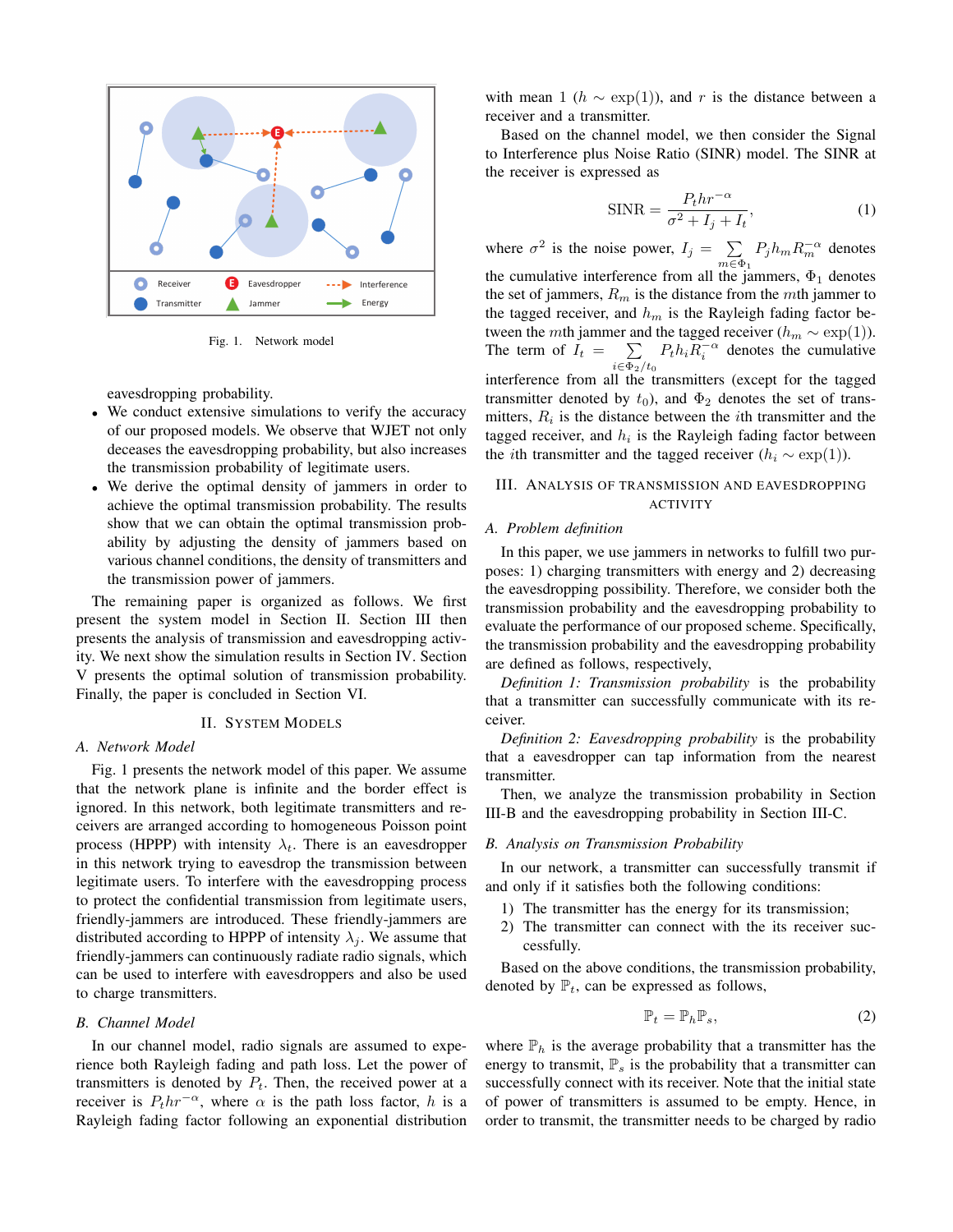Fig. 1. Network model

eavesdropping probability.

- We conduct extensive simulations to verify the accuracy of our proposed models. We observe that WJET not only deceases the eavesdropping probability, but also increases the transmission probability of legitimate users.
- We derive the optimal density of jammers in order to achieve the optimal transmission probability. The results show that we can obtain the optimal transmission probability by adjusting the density of jammers based on various channel conditions, the density of transmitters and the transmission power of jammers.

The remaining paper is organized as follows. We first present the system model in Section II. Section III then presents the analysis of transmission and eavesdropping activity. We next show the simulation results in Section IV. Section V presents the optimal solution of transmission probability. Finally, the paper is concluded in Section VI.

## II. System Models

### A. Network Model

Fig. 1 presents the network model of this paper. We assume that the network plane is infinite and the border effect is ignored. In this network, both legitimate transmitters and receivers are arranged according to homogeneous Poisson point process (HPPP) with intensity $\lambda_t$. There is an eavesdropper in this network trying to eavesdrop the transmission between legitimate users. To interfere with the eavesdropping process to protect the confidential transmission from legitimate users, friendly-jammers are introduced. These friendly-jammers are distributed according to HPPP of intensity $\lambda_j$. We assume that friendly-jammers can continuously radiate radio signals, which can be used to interfere with eavesdroppers and also be used to charge transmitters.

### B. Channel Model

In our channel model, radio signals are assumed to experience both Rayleigh fading and path loss. Let the power of transmitters is denoted by $P_t$. Then, the received power at a receiver is $P_t h r^{-\alpha}$, where $\alpha$ is the path loss factor, $h$ is a Rayleigh fading factor following an exponential distribution with mean 1 ($h \sim \exp(1)$), and $r$ is the distance between a receiver and a transmitter.

Based on the channel model, we then consider the Signal to Interference plus Noise Ratio (SINR) model. The SINR at the receiver is expressed as

$$\text{SINR} = \frac{P_t h r^{-\alpha}}{\sigma^2 + I_j + I_t}, \tag{1}$$

where $\sigma^2$ is the noise power, $I_j = \sum_{m \in \Phi_1} P_j h_m R_m^{-\alpha}$ denotes the cumulative interference from all the jammers, $\Phi_1$ denotes the set of jammers, $R_m$ is the distance from the $m$th jammer to the tagged receiver, and $h_m$ is the Rayleigh fading factor between the $m$th jammer and the tagged receiver ($h_m \sim \exp(1)$). The term of $I_t = \sum_{i \in \Phi_2 / t_0} P_t h_i R_i^{-\alpha}$ denotes the cumulative interference from all the transmitters (except for the tagged transmitter denoted by $t_0$), and $\Phi_2$ denotes the set of transmitters, $R_i$ is the distance between the $i$th transmitter and the tagged receiver, and $h_i$ is the Rayleigh fading factor between the $i$th transmitter and the tagged receiver ($h_i \sim \exp(1)$).

## III. Analysis of Transmission and Eavesdropping Activity

### A. Problem definition

In this paper, we use jammers in networks to fulfill two purposes: 1) charging transmitters with energy and 2) decreasing the eavesdropping possibility. Therefore, we consider both the transmission probability and the eavesdropping probability to evaluate the performance of our proposed scheme. Specifically, the transmission probability and the eavesdropping probability are defined as follows, respectively,

*Definition 1: Transmission probability* is the probability that a transmitter can successfully communicate with its receiver.

*Definition 2: Eavesdropping probability* is the probability that a eavesdropper can tap information from the nearest transmitter.

Then, we analyze the transmission probability in Section III-B and the eavesdropping probability in Section III-C.

### B. Analysis on Transmission Probability

In our network, a transmitter can successfully transmit if and only if it satisfies both the following conditions:

1) The transmitter has the energy for its transmission;
2) The transmitter can connect with the its receiver successfully.

Based on the above conditions, the transmission probability, denoted by $\mathbb{P}_t$, can be expressed as follows,

$$\mathbb{P}_t = \mathbb{P}_h \mathbb{P}_s, \tag{2}$$

where $\mathbb{P}_h$ is the average probability that a transmitter has the energy to transmit, $\mathbb{P}_s$ is the probability that a transmitter can successfully connect with its receiver. Note that the initial state of power of transmitters is assumed to be empty. Hence, in order to transmit, the transmitter needs to be charged by radio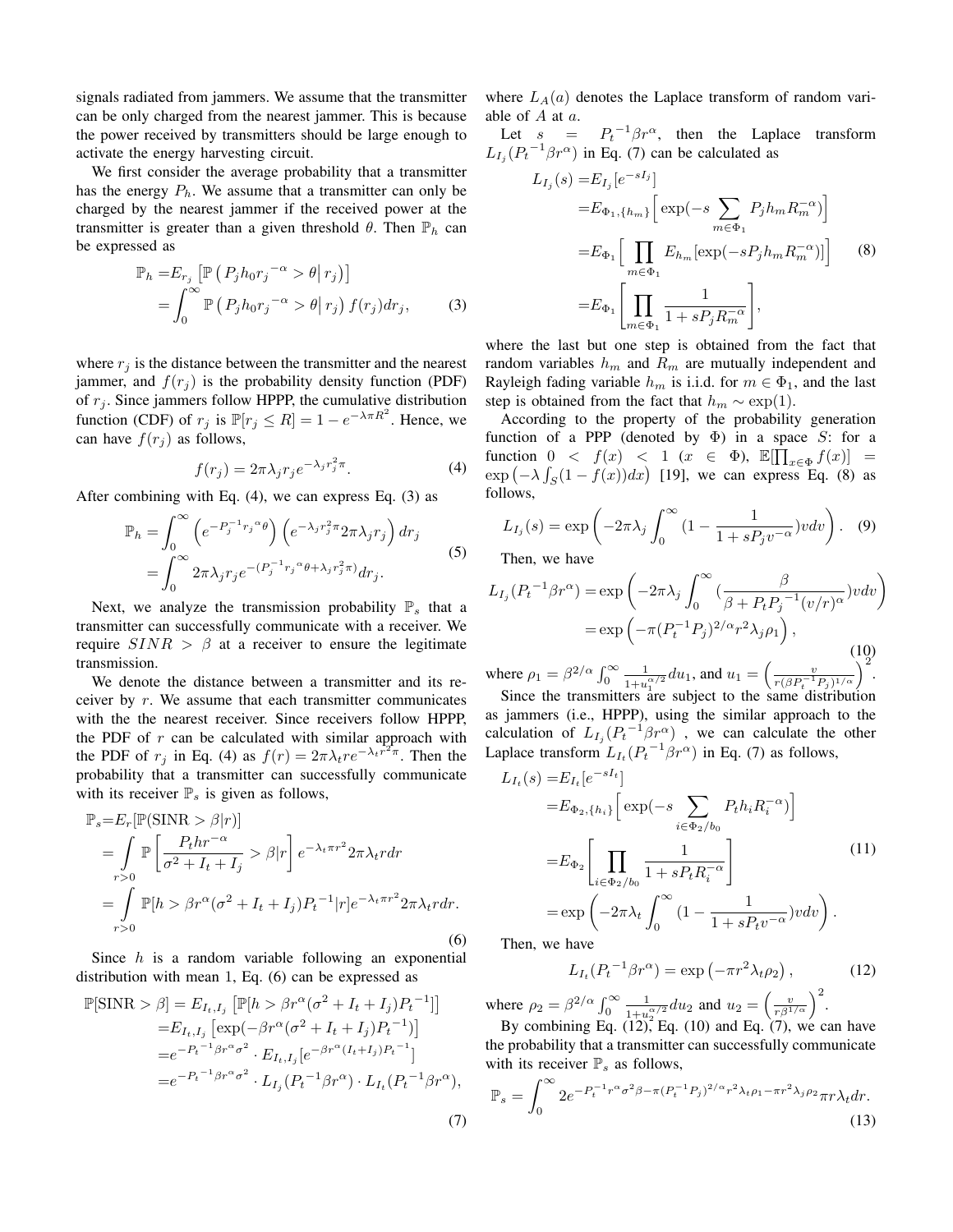signals radiated from jammers. We assume that the transmitter can be only charged from the nearest jammer. This is because the power received by transmitters should be large enough to activate the energy harvesting circuit.

We first consider the average probability that a transmitter has the energy $P_h$. We assume that a transmitter can only be charged by the nearest jammer if the received power at the transmitter is greater than a given threshold $\theta$. Then $\mathbb{P}_h$ can be expressed as

$$\begin{aligned}\mathbb{P}_h =&E_{r_j}\left[\mathbb{P}\left(P_j h_0 {r_j}^{-\alpha} > \theta \middle| r_j\right)\right]\\ =&\int_0^{\infty} \mathbb{P}\left(P_j h_0 {r_j}^{-\alpha} > \theta \middle| r_j\right) f(r_j) dr_j,\end{aligned} \tag{3}$$

where $r_j$ is the distance between the transmitter and the nearest jammer, and $f(r_j)$ is the probability density function (PDF) of $r_j$. Since jammers follow HPPP, the cumulative distribution function (CDF) of $r_j$ is $\mathbb{P}[r_j \leq R] = 1 - e^{-\lambda \pi R^2}$. Hence, we can have $f(r_j)$ as follows,

$$f(r_j) = 2\pi\lambda_j r_j e^{-\lambda_j r_j^2 \pi}. \tag{4}$$

After combining with Eq. (4), we can express Eq. (3) as

$$\begin{aligned}\mathbb{P}_h =&\int_0^{\infty} \left(e^{-{P_j}^{-1}{r_j}^{\alpha}\theta}\right)\left(e^{-\lambda_j r_j^2 \pi} 2\pi\lambda_j r_j\right) dr_j\\ =&\int_0^{\infty} 2\pi\lambda_j r_j e^{-({P_j}^{-1}{r_j}^{\alpha}\theta + \lambda_j r_j^2 \pi)} dr_j.\end{aligned} \tag{5}$$

Next, we analyze the transmission probability $\mathbb{P}_s$ that a transmitter can successfully communicate with a receiver. We require $SINR > \beta$ at a receiver to ensure the legitimate transmission.

We denote the distance between a transmitter and its receiver by $r$. We assume that each transmitter communicates with the the nearest receiver. Since receivers follow HPPP, the PDF of $r$ can be calculated with similar approach with the PDF of $r_j$ in Eq. (4) as $f(r) = 2\pi\lambda_t r e^{-\lambda_t r^2 \pi}$. Then the probability that a transmitter can successfully communicate with its receiver $\mathbb{P}_s$ is given as follows,

$$\begin{aligned}\mathbb{P}_s =& E_r[\mathbb{P}(\text{SINR} > \beta | r)]\\ =& \int\limits_{r>0} \mathbb{P}\left[\frac{P_t h r^{-\alpha}}{\sigma^2 + I_t + I_j} > \beta | r\right] e^{-\lambda_t \pi r^2} 2\pi\lambda_t r dr\\ =& \int\limits_{r>0} \mathbb{P}[h > \beta r^{\alpha}(\sigma^2 + I_t + I_j){P_t}^{-1} | r] e^{-\lambda_t \pi r^2} 2\pi\lambda_t r dr.\end{aligned} \tag{6}$$

Since $h$ is a random variable following an exponential distribution with mean 1, Eq. (6) can be expressed as

$$\begin{aligned}\mathbb{P}[\text{SINR} > \beta] =& E_{I_t, I_j}\left[\mathbb{P}[h > \beta r^{\alpha}(\sigma^2 + I_t + I_j){P_t}^{-1}]\right]\\ =& E_{I_t, I_j}\left[\exp(-\beta r^{\alpha}(\sigma^2 + I_t + I_j){P_t}^{-1})\right]\\ =& e^{-{P_t}^{-1}\beta r^{\alpha}\sigma^2} \cdot E_{I_t, I_j}[e^{-\beta r^{\alpha}(I_t + I_j){P_t}^{-1}}]\\ =& e^{-{P_t}^{-1}\beta r^{\alpha}\sigma^2} \cdot L_{I_j}({P_t}^{-1}\beta r^{\alpha}) \cdot L_{I_t}({P_t}^{-1}\beta r^{\alpha}),\end{aligned} \tag{7}$$

where $L_A(a)$ denotes the Laplace transform of random variable of $A$ at $a$.

Let $s = {P_t}^{-1}\beta r^{\alpha}$, then the Laplace transform $L_{I_j}({P_t}^{-1}\beta r^{\alpha})$ in Eq. (7) can be calculated as

$$\begin{aligned}L_{I_j}(s) =& E_{I_j}[e^{-sI_j}]\\ =& E_{\Phi_1, \{h_m\}}\Big[\exp(-s \sum_{m \in \Phi_1} P_j h_m R_m^{-\alpha})\Big]\\ =& E_{\Phi_1}\Big[\prod_{m \in \Phi_1} E_{h_m}[\exp(-s P_j h_m R_m^{-\alpha})]\Big]\\ =& E_{\Phi_1}\left[\prod_{m \in \Phi_1} \frac{1}{1 + s P_j R_m^{-\alpha}}\right],\end{aligned} \tag{8}$$

where the last but one step is obtained from the fact that random variables $h_m$ and $R_m$ are mutually independent and Rayleigh fading variable $h_m$ is i.i.d. for $m \in \Phi_1$, and the last step is obtained from the fact that $h_m \sim \exp(1)$.

According to the property of the probability generation function of a PPP (denoted by $\Phi$) in a space $S$: for a function $0 < f(x) < 1$ $(x \in \Phi)$, $\mathbb{E}[\prod_{x \in \Phi} f(x)] = \exp\left(-\lambda \int_S (1 - f(x)) dx\right)$ [19], we can express Eq. (8) as follows,

$$L_{I_j}(s) = \exp\left(-2\pi\lambda_j \int_0^{\infty} (1 - \frac{1}{1 + s P_j v^{-\alpha}}) v dv\right). \tag{9}$$

Then, we have

$$\begin{aligned}L_{I_j}({P_t}^{-1}\beta r^{\alpha}) =& \exp\left(-2\pi\lambda_j \int_0^{\infty} (\frac{\beta}{\beta + P_t {P_j}^{-1}(v/r)^{\alpha}}) v dv\right)\\ =& \exp\left(-\pi(P_t^{-1} P_j)^{2/\alpha} r^2 \lambda_j \rho_1\right),\end{aligned} \tag{10}$$

where $\rho_1 = \beta^{2/\alpha} \int_0^{\infty} \frac{1}{1 + u_1^{\alpha/2}} du_1$, and $u_1 = \left(\frac{v}{r(\beta {P_t}^{-1} P_j)^{1/\alpha}}\right)^2$.

Since the transmitters are subject to the same distribution as jammers (i.e., HPPP), using the similar approach to the calculation of $L_{I_j}({P_t}^{-1}\beta r^{\alpha})$ , we can calculate the other Laplace transform $L_{I_t}({P_t}^{-1}\beta r^{\alpha})$ in Eq. (7) as follows,

$$\begin{aligned}L_{I_t}(s) =& E_{I_t}[e^{-sI_t}]\\ =& E_{\Phi_2, \{h_i\}}\Big[\exp(-s \sum_{i \in \Phi_2 / b_0} P_t h_i R_i^{-\alpha})\Big]\\ =& E_{\Phi_2}\left[\prod_{i \in \Phi_2 / b_0} \frac{1}{1 + s P_t R_i^{-\alpha}}\right]\\ =& \exp\left(-2\pi\lambda_t \int_0^{\infty} (1 - \frac{1}{1 + s P_t v^{-\alpha}}) v dv\right).\end{aligned} \tag{11}$$

Then, we have

$$L_{I_t}({P_t}^{-1}\beta r^{\alpha}) = \exp\left(-\pi r^2 \lambda_t \rho_2\right), \tag{12}$$

where $\rho_2 = \beta^{2/\alpha} \int_0^{\infty} \frac{1}{1 + u_2^{\alpha/2}} du_2$ and $u_2 = \left(\frac{v}{r\beta^{1/\alpha}}\right)^2$.

By combining Eq. (12), Eq. (10) and Eq. (7), we can have the probability that a transmitter can successfully communicate with its receiver $\mathbb{P}_s$ as follows,

$$\mathbb{P}_s = \int_0^{\infty} 2e^{-{P_t}^{-1} r^{\alpha}\sigma^2\beta - \pi(P_t^{-1} P_j)^{2/\alpha} r^2 \lambda_t \rho_1 - \pi r^2 \lambda_j \rho_2} \pi r \lambda_t dr. \tag{13}$$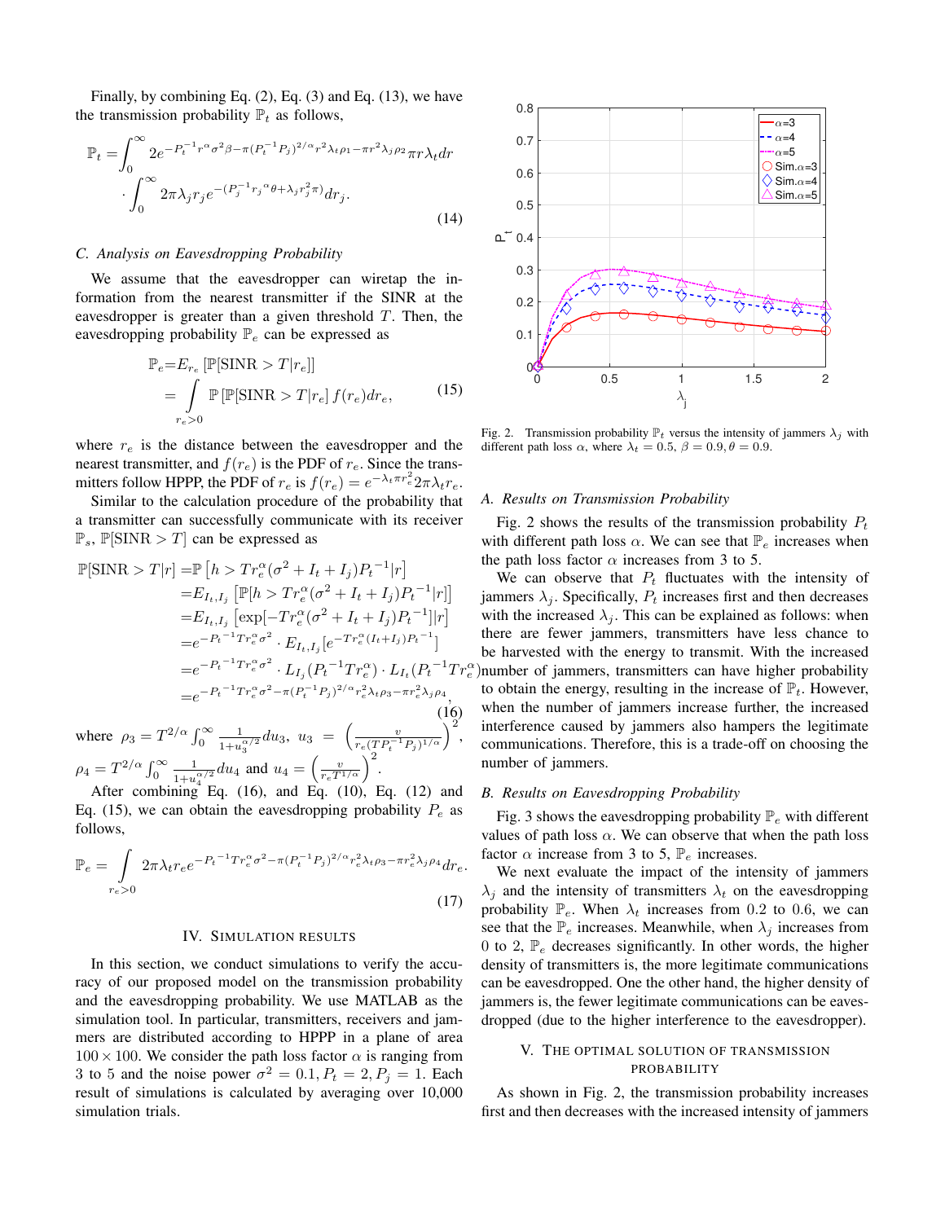Finally, by combining Eq. (2), Eq. (3) and Eq. (13), we have the transmission probability $\mathbb{P}_t$ as follows,

$$\mathbb{P}_t = \int_0^\infty 2e^{-P_t^{-1}r^\alpha\sigma^2\beta - \pi(P_t^{-1}P_j)^{2/\alpha}r^2\lambda_t\rho_1 - \pi r^2\lambda_j\rho_2}\pi r\lambda_t dr \cdot \int_0^\infty 2\pi\lambda_j r_j e^{-(P_j^{-1}r_j{}^\alpha\theta + \lambda_j r_j^2\pi)} dr_j. \tag{14}$$

### C. Analysis on Eavesdropping Probability

We assume that the eavesdropper can wiretap the information from the nearest transmitter if the SINR at the eavesdropper is greater than a given threshold $T$. Then, the eavesdropping probability $\mathbb{P}_e$ can be expressed as

$$\begin{aligned}\mathbb{P}_e =& E_{r_e}\left[\mathbb{P}[\text{SINR} > T|r_e]\right] \\ =& \int_{r_e>0} \mathbb{P}\left[\mathbb{P}[\text{SINR} > T|r_e\right] f(r_e) dr_e,\end{aligned} \tag{15}$$

where $r_e$ is the distance between the eavesdropper and the nearest transmitter, and $f(r_e)$ is the PDF of $r_e$. Since the transmitters follow HPPP, the PDF of $r_e$ is $f(r_e) = e^{-\lambda_t\pi r_e^2}2\pi\lambda_t r_e$.

Similar to the calculation procedure of the probability that a transmitter can successfully communicate with its receiver $\mathbb{P}_s$, $\mathbb{P}[\text{SINR} > T]$ can be expressed as

$$\begin{aligned}\mathbb{P}[\text{SINR} > T|r] =& \mathbb{P}\left[h > Tr_e^\alpha(\sigma^2 + I_t + I_j)P_t^{-1}|r\right] \\ =& E_{I_t,I_j}\left[\mathbb{P}[h > Tr_e^\alpha(\sigma^2 + I_t + I_j)P_t^{-1}|r]\right] \\ =& E_{I_t,I_j}\left[\exp[-Tr_e^\alpha(\sigma^2 + I_t + I_j)P_t^{-1}]|r\right] \\ =& e^{-P_t{}^{-1}Tr_e^\alpha\sigma^2} \cdot E_{I_t,I_j}[e^{-Tr_e^\alpha(I_t+I_j)P_t{}^{-1}}] \\ =& e^{-P_t{}^{-1}Tr_e^\alpha\sigma^2} \cdot L_{I_j}(P_t{}^{-1}Tr_e^\alpha) \cdot L_{I_t}(P_t{}^{-1}Tr_e^\alpha) \\ =& e^{-P_t{}^{-1}Tr_e^\alpha\sigma^2 - \pi(P_t^{-1}P_j)^{2/\alpha}r_e^2\lambda_t\rho_3 - \pi r_e^2\lambda_j\rho_4},\end{aligned} \tag{16}$$

where $\rho_3 = T^{2/\alpha}\int_0^\infty \frac{1}{1+u_3^{\alpha/2}}du_3$, $u_3 = \left(\frac{v}{r_e(TP_t{}^{-1}P_j)^{1/\alpha}}\right)^2$, $\rho_4 = T^{2/\alpha}\int_0^\infty \frac{1}{1+u_4^{\alpha/2}}du_4$ and $u_4 = \left(\frac{v}{r_e T^{1/\alpha}}\right)^2$.

After combining Eq. (16), and Eq. (10), Eq. (12) and Eq. (15), we can obtain the eavesdropping probability $P_e$ as follows,

$$\mathbb{P}_e = \int_{r_e>0} 2\pi\lambda_t r_e e^{-P_t{}^{-1}Tr_e^\alpha\sigma^2 - \pi(P_t^{-1}P_j)^{2/\alpha}r_e^2\lambda_t\rho_3 - \pi r_e^2\lambda_j\rho_4} dr_e. \tag{17}$$

## IV. Simulation Results

In this section, we conduct simulations to verify the accuracy of our proposed model on the transmission probability and the eavesdropping probability. We use MATLAB as the simulation tool. In particular, transmitters, receivers and jammers are distributed according to HPPP in a plane of area $100 \times 100$. We consider the path loss factor $\alpha$ is ranging from 3 to 5 and the noise power $\sigma^2 = 0.1, P_t = 2, P_j = 1$. Each result of simulations is calculated by averaging over 10,000 simulation trials.

Fig. 2. Transmission probability $\mathbb{P}_t$ versus the intensity of jammers $\lambda_j$ with different path loss $\alpha$, where $\lambda_t = 0.5, \beta = 0.9, \theta = 0.9$.

### A. Results on Transmission Probability

Fig. 2 shows the results of the transmission probability $P_t$ with different path loss $\alpha$. We can see that $\mathbb{P}_e$ increases when the path loss factor $\alpha$ increases from 3 to 5.

We can observe that $P_t$ fluctuates with the intensity of jammers $\lambda_j$. Specifically, $P_t$ increases first and then decreases with the increased $\lambda_j$. This can be explained as follows: when there are fewer jammers, transmitters have less chance to be harvested with the energy to transmit. With the increased number of jammers, transmitters can have higher probability to obtain the energy, resulting in the increase of $\mathbb{P}_t$. However, when the number of jammers increase further, the increased interference caused by jammers also hampers the legitimate communications. Therefore, this is a trade-off on choosing the number of jammers.

### B. Results on Eavesdropping Probability

Fig. 3 shows the eavesdropping probability $\mathbb{P}_e$ with different values of path loss $\alpha$. We can observe that when the path loss factor $\alpha$ increase from 3 to 5, $\mathbb{P}_e$ increases.

We next evaluate the impact of the intensity of jammers $\lambda_j$ and the intensity of transmitters $\lambda_t$ on the eavesdropping probability $\mathbb{P}_e$. When $\lambda_t$ increases from 0.2 to 0.6, we can see that the $\mathbb{P}_e$ increases. Meanwhile, when $\lambda_j$ increases from 0 to 2, $\mathbb{P}_e$ decreases significantly. In other words, the higher density of transmitters is, the more legitimate communications can be eavesdropped. One the other hand, the higher density of jammers is, the fewer legitimate communications can be eavesdropped (due to the higher interference to the eavesdropper).

## V. The Optimal Solution of Transmission Probability

As shown in Fig. 2, the transmission probability increases first and then decreases with the increased intensity of jammers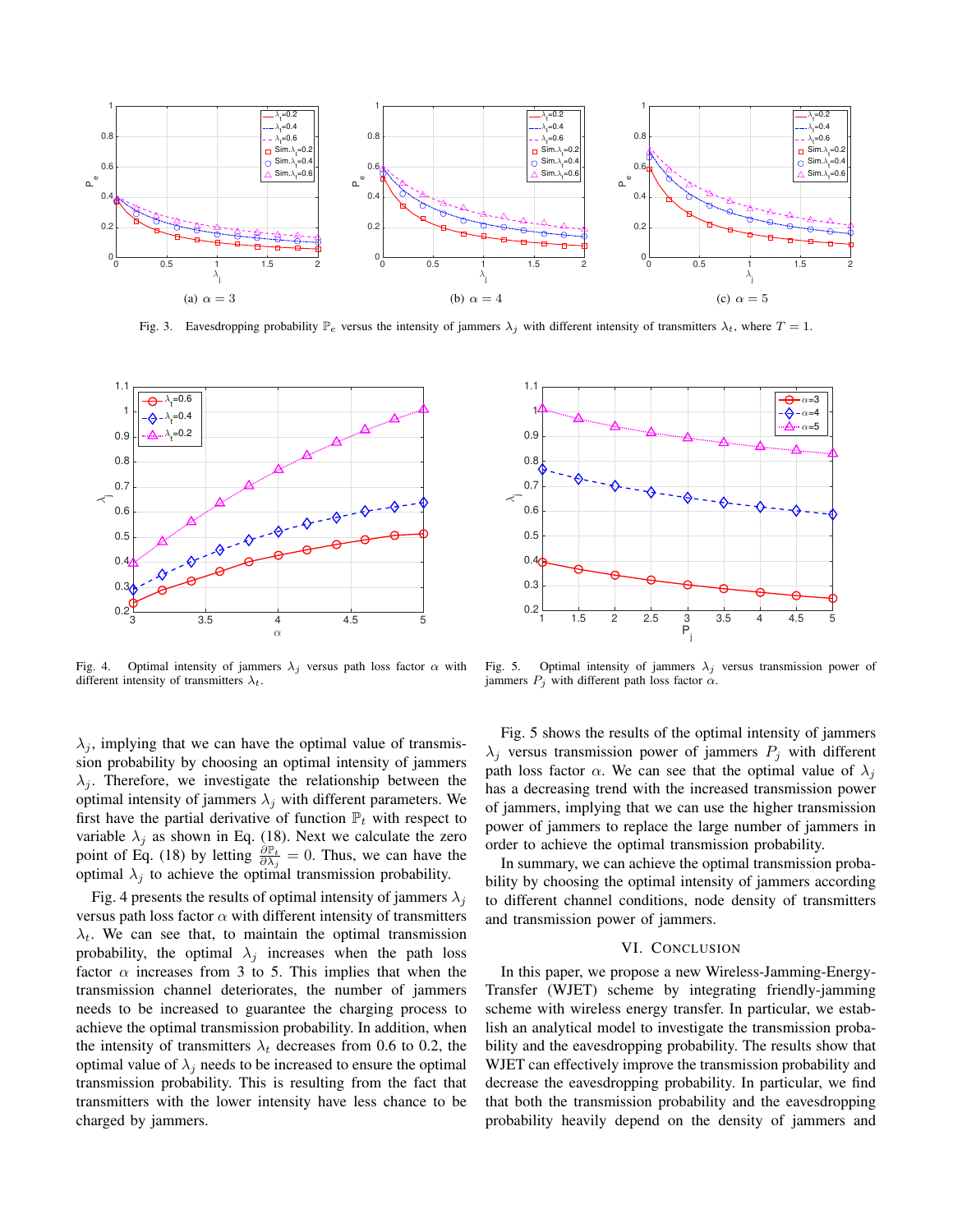Fig. 3. Eavesdropping probability $\mathbb{P}_e$ versus the intensity of jammers $\lambda_j$ with different intensity of transmitters $\lambda_t$, where $T = 1$.

Fig. 4. Optimal intensity of jammers $\lambda_j$ versus path loss factor $\alpha$ with different intensity of transmitters $\lambda_t$.

Fig. 5. Optimal intensity of jammers $\lambda_j$ versus transmission power of jammers $P_j$ with different path loss factor $\alpha$.

$\lambda_j$, implying that we can have the optimal value of transmission probability by choosing an optimal intensity of jammers $\lambda_j$. Therefore, we investigate the relationship between the optimal intensity of jammers $\lambda_j$ with different parameters. We first have the partial derivative of function $\mathbb{P}_t$ with respect to variable $\lambda_j$ as shown in Eq. (18). Next we calculate the zero point of Eq. (18) by letting $\frac{\partial \mathbb{P}_t}{\partial \lambda_j} = 0$. Thus, we can have the optimal $\lambda_j$ to achieve the optimal transmission probability.

Fig. 4 presents the results of optimal intensity of jammers $\lambda_j$ versus path loss factor $\alpha$ with different intensity of transmitters $\lambda_t$. We can see that, to maintain the optimal transmission probability, the optimal $\lambda_j$ increases when the path loss factor $\alpha$ increases from 3 to 5. This implies that when the transmission channel deteriorates, the number of jammers needs to be increased to guarantee the charging process to achieve the optimal transmission probability. In addition, when the intensity of transmitters $\lambda_t$ decreases from 0.6 to 0.2, the optimal value of $\lambda_j$ needs to be increased to ensure the optimal transmission probability. This is resulting from the fact that transmitters with the lower intensity have less chance to be charged by jammers.

Fig. 5 shows the results of the optimal intensity of jammers $\lambda_j$ versus transmission power of jammers $P_j$ with different path loss factor $\alpha$. We can see that the optimal value of $\lambda_j$ has a decreasing trend with the increased transmission power of jammers, implying that we can use the higher transmission power of jammers to replace the large number of jammers in order to achieve the optimal transmission probability.

In summary, we can achieve the optimal transmission probability by choosing the optimal intensity of jammers according to different channel conditions, node density of transmitters and transmission power of jammers.

## VI. Conclusion

In this paper, we propose a new Wireless-Jamming-Energy-Transfer (WJET) scheme by integrating friendly-jamming scheme with wireless energy transfer. In particular, we establish an analytical model to investigate the transmission probability and the eavesdropping probability. The results show that WJET can effectively improve the transmission probability and decrease the eavesdropping probability. In particular, we find that both the transmission probability and the eavesdropping probability heavily depend on the density of jammers and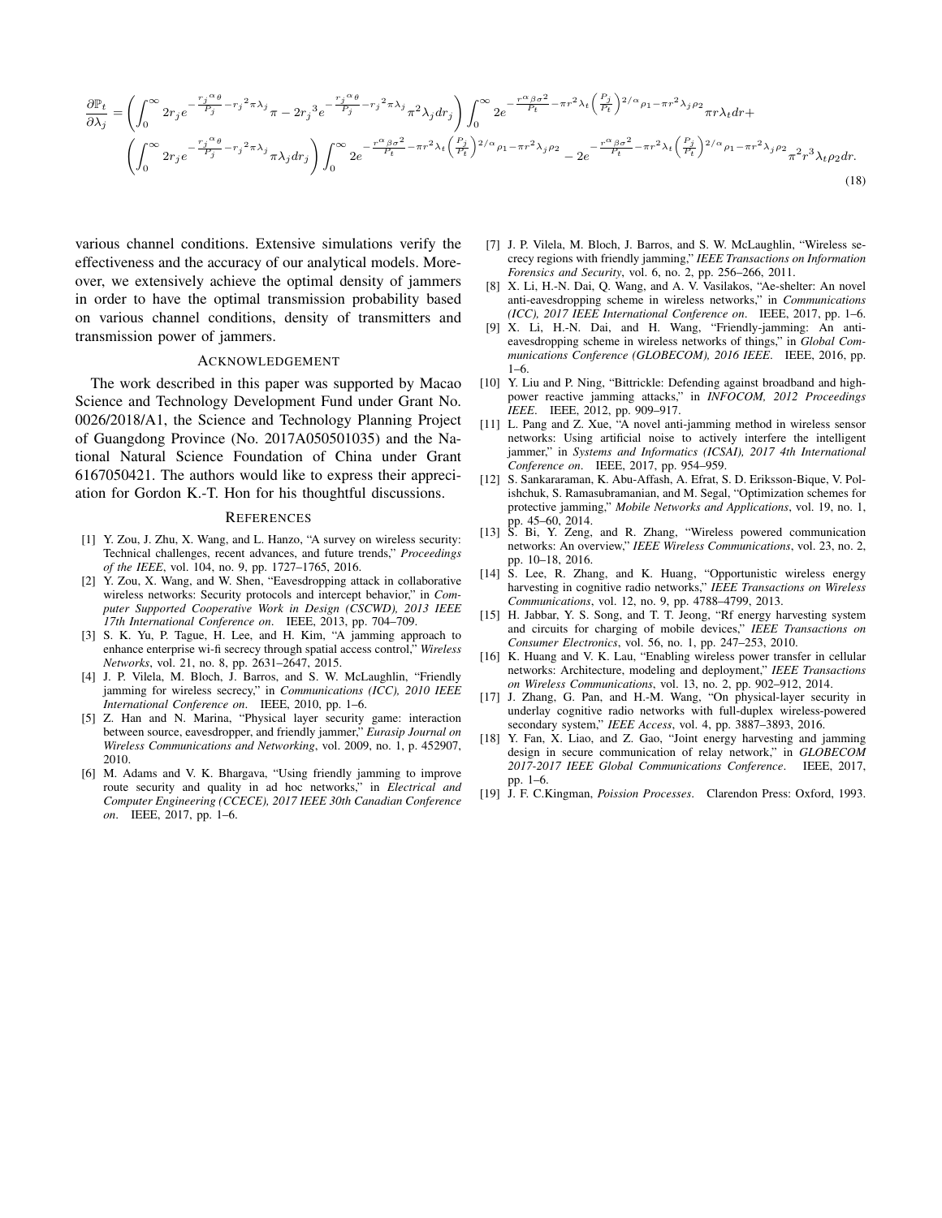$$\frac{\partial \mathbb{P}_t}{\partial \lambda_j} = \left( \int_0^\infty 2r_j e^{-\frac{r_j{}^\alpha \theta}{P_j} - r_j{}^2 \pi \lambda_j} \pi - 2r_j{}^3 e^{-\frac{r_j{}^\alpha \theta}{P_j} - r_j{}^2 \pi \lambda_j} \pi^2 \lambda_j dr_j \right) \int_0^\infty 2e^{-\frac{r^\alpha \beta \sigma^2}{P_t} - \pi r^2 \lambda_t \left(\frac{P_j}{P_t}\right)^{2/\alpha} \rho_1 - \pi r^2 \lambda_j \rho_2} \pi r \lambda_t dr +$$
$$\left( \int_0^\infty 2r_j e^{-\frac{r_j{}^\alpha \theta}{P_j} - r_j{}^2 \pi \lambda_j} \pi \lambda_j dr_j \right) \int_0^\infty 2e^{-\frac{r^\alpha \beta \sigma^2}{P_t} - \pi r^2 \lambda_t \left(\frac{P_j}{P_t}\right)^{2/\alpha} \rho_1 - \pi r^2 \lambda_j \rho_2} - 2e^{-\frac{r^\alpha \beta \sigma^2}{P_t} - \pi r^2 \lambda_t \left(\frac{P_j}{P_t}\right)^{2/\alpha} \rho_1 - \pi r^2 \lambda_j \rho_2} \pi^2 r^3 \lambda_t \rho_2 dr. \tag{18}$$

various channel conditions. Extensive simulations verify the effectiveness and the accuracy of our analytical models. Moreover, we extensively achieve the optimal density of jammers in order to have the optimal transmission probability based on various channel conditions, density of transmitters and transmission power of jammers.

## Acknowledgement

The work described in this paper was supported by Macao Science and Technology Development Fund under Grant No. 0026/2018/A1, the Science and Technology Planning Project of Guangdong Province (No. 2017A050501035) and the National Natural Science Foundation of China under Grant 6167050421. The authors would like to express their appreciation for Gordon K.-T. Hon for his thoughtful discussions.

## References

[1] Y. Zou, J. Zhu, X. Wang, and L. Hanzo, "A survey on wireless security: Technical challenges, recent advances, and future trends," *Proceedings of the IEEE*, vol. 104, no. 9, pp. 1727–1765, 2016.

[2] Y. Zou, X. Wang, and W. Shen, "Eavesdropping attack in collaborative wireless networks: Security protocols and intercept behavior," in *Computer Supported Cooperative Work in Design (CSCWD), 2013 IEEE 17th International Conference on*. IEEE, 2013, pp. 704–709.

[3] S. K. Yu, P. Tague, H. Lee, and H. Kim, "A jamming approach to enhance enterprise wi-fi secrecy through spatial access control," *Wireless Networks*, vol. 21, no. 8, pp. 2631–2647, 2015.

[4] J. P. Vilela, M. Bloch, J. Barros, and S. W. McLaughlin, "Friendly jamming for wireless secrecy," in *Communications (ICC), 2010 IEEE International Conference on*. IEEE, 2010, pp. 1–6.

[5] Z. Han and N. Marina, "Physical layer security game: interaction between source, eavesdropper, and friendly jammer," *Eurasip Journal on Wireless Communications and Networking*, vol. 2009, no. 1, p. 452907, 2010.

[6] M. Adams and V. K. Bhargava, "Using friendly jamming to improve route security and quality in ad hoc networks," in *Electrical and Computer Engineering (CCECE), 2017 IEEE 30th Canadian Conference on*. IEEE, 2017, pp. 1–6.

[7] J. P. Vilela, M. Bloch, J. Barros, and S. W. McLaughlin, "Wireless secrecy regions with friendly jamming," *IEEE Transactions on Information Forensics and Security*, vol. 6, no. 2, pp. 256–266, 2011.

[8] X. Li, H.-N. Dai, Q. Wang, and A. V. Vasilakos, "Ae-shelter: An novel anti-eavesdropping scheme in wireless networks," in *Communications (ICC), 2017 IEEE International Conference on*. IEEE, 2017, pp. 1–6.

[9] X. Li, H.-N. Dai, and H. Wang, "Friendly-jamming: An anti-eavesdropping scheme in wireless networks of things," in *Global Communications Conference (GLOBECOM), 2016 IEEE*. IEEE, 2016, pp. 1–6.

[10] Y. Liu and P. Ning, "Bittrickle: Defending against broadband and high-power reactive jamming attacks," in *INFOCOM, 2012 Proceedings IEEE*. IEEE, 2012, pp. 909–917.

[11] L. Pang and Z. Xue, "A novel anti-jamming method in wireless sensor networks: Using artificial noise to actively interfere the intelligent jammer," in *Systems and Informatics (ICSAI), 2017 4th International Conference on*. IEEE, 2017, pp. 954–959.

[12] S. Sankararaman, K. Abu-Affash, A. Efrat, S. D. Eriksson-Bique, V. Polishchuk, S. Ramasubramanian, and M. Segal, "Optimization schemes for protective jamming," *Mobile Networks and Applications*, vol. 19, no. 1, pp. 45–60, 2014.

[13] S. Bi, Y. Zeng, and R. Zhang, "Wireless powered communication networks: An overview," *IEEE Wireless Communications*, vol. 23, no. 2, pp. 10–18, 2016.

[14] S. Lee, R. Zhang, and K. Huang, "Opportunistic wireless energy harvesting in cognitive radio networks," *IEEE Transactions on Wireless Communications*, vol. 12, no. 9, pp. 4788–4799, 2013.

[15] H. Jabbar, Y. S. Song, and T. T. Jeong, "Rf energy harvesting system and circuits for charging of mobile devices," *IEEE Transactions on Consumer Electronics*, vol. 56, no. 1, pp. 247–253, 2010.

[16] K. Huang and V. K. Lau, "Enabling wireless power transfer in cellular networks: Architecture, modeling and deployment," *IEEE Transactions on Wireless Communications*, vol. 13, no. 2, pp. 902–912, 2014.

[17] J. Zhang, G. Pan, and H.-M. Wang, "On physical-layer security in underlay cognitive radio networks with full-duplex wireless-powered secondary system," *IEEE Access*, vol. 4, pp. 3887–3893, 2016.

[18] Y. Fan, X. Liao, and Z. Gao, "Joint energy harvesting and jamming design in secure communication of relay network," in *GLOBECOM 2017-2017 IEEE Global Communications Conference*. IEEE, 2017, pp. 1–6.

[19] J. F. C.Kingman, *Poission Processes*. Clarendon Press: Oxford, 1993.